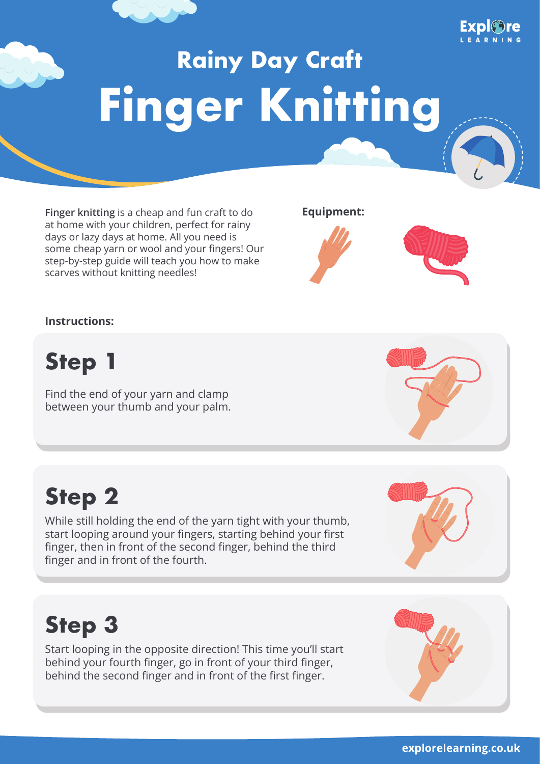## Rainy Day Craft

# Finger Knitting

**Finger knitting** is a cheap and fun craft to do at home with your children, perfect for rainy days or lazy days at home. All you need is some cheap yarn or wool and your fingers! Our step-by-step guide will teach you how to make scarves without knitting needles!

**Equipment:**

**Instructions:**

## Step 1

Find the end of your yarn and clamp between your thumb and your palm.

## Step 2

While still holding the end of the yarn tight with your thumb, start looping around your fingers, starting behind your first finger, then in front of the second finger, behind the third finger and in front of the fourth.

## Step 3

Start looping in the opposite direction! This time you'll start behind your fourth finger, go in front of your third finger, behind the second finger and in front of the first finger.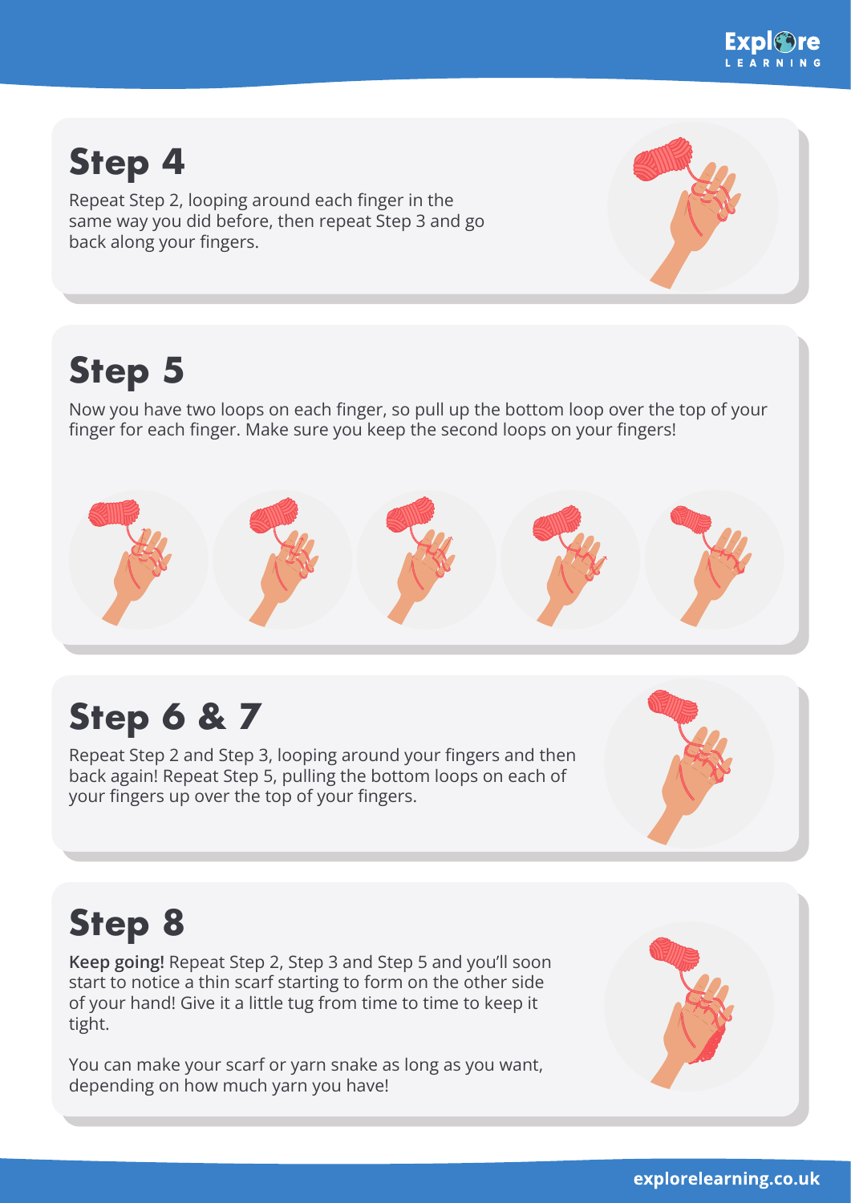## Step 4

Repeat Step 2, looping around each finger in the same way you did before, then repeat Step 3 and go back along your fingers.

## Step 5

Now you have two loops on each finger, so pull up the bottom loop over the top of your finger for each finger. Make sure you keep the second loops on your fingers!

## Step 6 & 7

Repeat Step 2 and Step 3, looping around your fingers and then back again! Repeat Step 5, pulling the bottom loops on each of your fingers up over the top of your fingers.

## Step 8

**Keep going!** Repeat Step 2, Step 3 and Step 5 and you'll soon start to notice a thin scarf starting to form on the other side of your hand! Give it a little tug from time to time to keep it tight.

You can make your scarf or yarn snake as long as you want, depending on how much yarn you have!